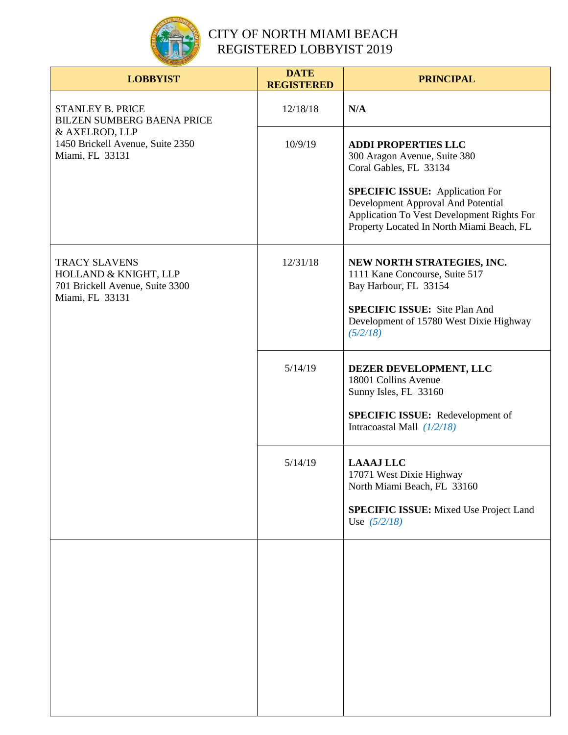# CITY OF NORTH MIAMI BEACH
## REGISTERED LOBBYIST 2019

| LOBBYIST | DATE REGISTERED | PRINCIPAL |
|---|---|---|
| STANLEY B. PRICE<br>BILZEN SUMBERG BAENA PRICE & AXELROD, LLP<br>1450 Brickell Avenue, Suite 2350<br>Miami, FL 33131 | 12/18/18 | **N/A** |
| | 10/9/19 | **ADDI PROPERTIES LLC**<br>300 Aragon Avenue, Suite 380<br>Coral Gables, FL 33134<br><br>**SPECIFIC ISSUE:** Application For Development Approval And Potential Application To Vest Development Rights For Property Located In North Miami Beach, FL |
| TRACY SLAVENS<br>HOLLAND & KNIGHT, LLP<br>701 Brickell Avenue, Suite 3300<br>Miami, FL 33131 | 12/31/18 | **NEW NORTH STRATEGIES, INC.**<br>1111 Kane Concourse, Suite 517<br>Bay Harbour, FL 33154<br><br>**SPECIFIC ISSUE:** Site Plan And Development of 15780 West Dixie Highway *(5/2/18)* |
| | 5/14/19 | **DEZER DEVELOPMENT, LLC**<br>18001 Collins Avenue<br>Sunny Isles, FL 33160<br><br>**SPECIFIC ISSUE:** Redevelopment of Intracoastal Mall *(1/2/18)* |
| | 5/14/19 | **LAAAJ LLC**<br>17071 West Dixie Highway<br>North Miami Beach, FL 33160<br><br>**SPECIFIC ISSUE:** Mixed Use Project Land Use *(5/2/18)* |
| | | |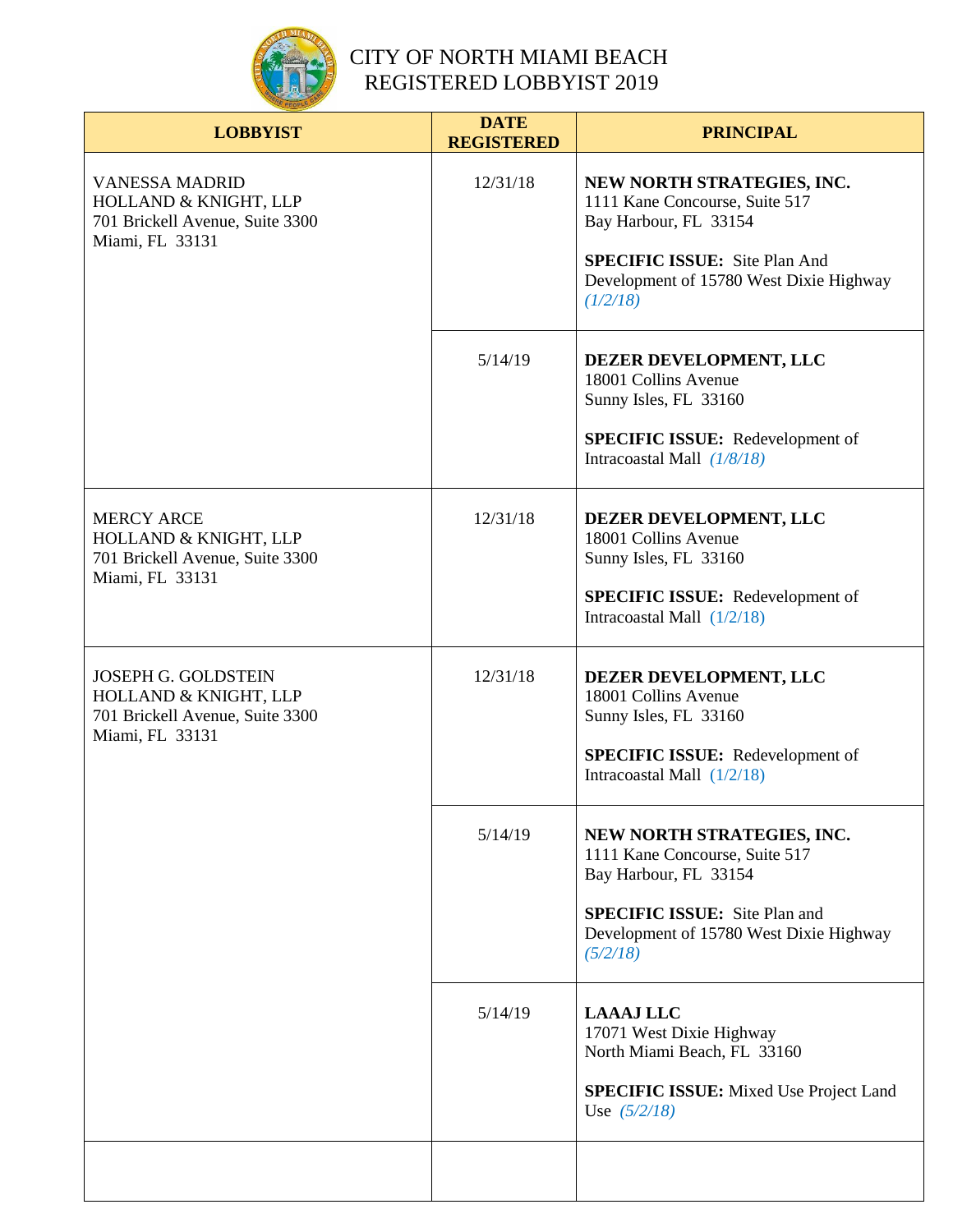# CITY OF NORTH MIAMI BEACH
## REGISTERED LOBBYIST 2019

| LOBBYIST | DATE REGISTERED | PRINCIPAL |
|---|---|---|
| VANESSA MADRID<br>HOLLAND & KNIGHT, LLP<br>701 Brickell Avenue, Suite 3300<br>Miami, FL 33131 | 12/31/18 | **NEW NORTH STRATEGIES, INC.**<br>1111 Kane Concourse, Suite 517<br>Bay Harbour, FL 33154<br><br>**SPECIFIC ISSUE:** Site Plan And Development of 15780 West Dixie Highway *(1/2/18)* |
| | 5/14/19 | **DEZER DEVELOPMENT, LLC**<br>18001 Collins Avenue<br>Sunny Isles, FL 33160<br><br>**SPECIFIC ISSUE:** Redevelopment of Intracoastal Mall *(1/8/18)* |
| MERCY ARCE<br>HOLLAND & KNIGHT, LLP<br>701 Brickell Avenue, Suite 3300<br>Miami, FL 33131 | 12/31/18 | **DEZER DEVELOPMENT, LLC**<br>18001 Collins Avenue<br>Sunny Isles, FL 33160<br><br>**SPECIFIC ISSUE:** Redevelopment of Intracoastal Mall (1/2/18) |
| JOSEPH G. GOLDSTEIN<br>HOLLAND & KNIGHT, LLP<br>701 Brickell Avenue, Suite 3300<br>Miami, FL 33131 | 12/31/18 | **DEZER DEVELOPMENT, LLC**<br>18001 Collins Avenue<br>Sunny Isles, FL 33160<br><br>**SPECIFIC ISSUE:** Redevelopment of Intracoastal Mall (1/2/18) |
| | 5/14/19 | **NEW NORTH STRATEGIES, INC.**<br>1111 Kane Concourse, Suite 517<br>Bay Harbour, FL 33154<br><br>**SPECIFIC ISSUE:** Site Plan and Development of 15780 West Dixie Highway *(5/2/18)* |
| | 5/14/19 | **LAAAJ LLC**<br>17071 West Dixie Highway<br>North Miami Beach, FL 33160<br><br>**SPECIFIC ISSUE:** Mixed Use Project Land Use *(5/2/18)* |
| | | |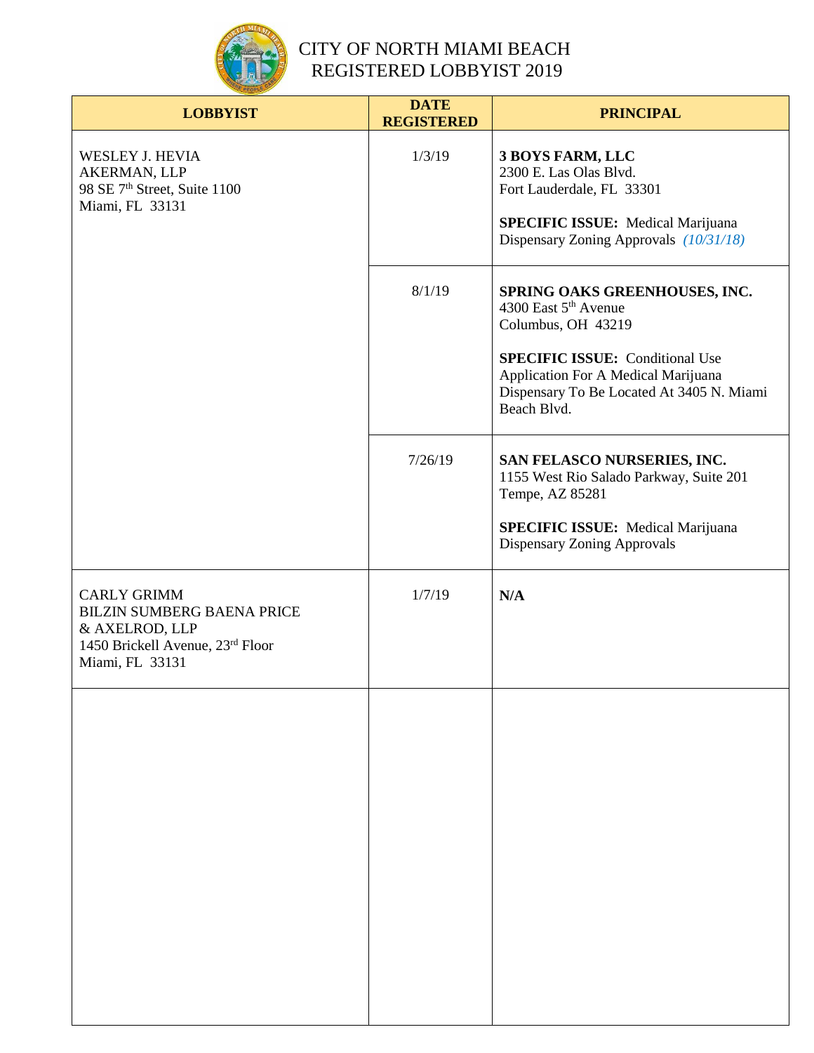# CITY OF NORTH MIAMI BEACH
# REGISTERED LOBBYIST 2019

| LOBBYIST | DATE REGISTERED | PRINCIPAL |
|---|---|---|
| WESLEY J. HEVIA<br>AKERMAN, LLP<br>98 SE 7th Street, Suite 1100<br>Miami, FL 33131 | 1/3/19 | **3 BOYS FARM, LLC**<br>2300 E. Las Olas Blvd.<br>Fort Lauderdale, FL 33301<br><br>**SPECIFIC ISSUE:** Medical Marijuana Dispensary Zoning Approvals *(10/31/18)* |
| | 8/1/19 | **SPRING OAKS GREENHOUSES, INC.**<br>4300 East 5th Avenue<br>Columbus, OH 43219<br><br>**SPECIFIC ISSUE:** Conditional Use Application For A Medical Marijuana Dispensary To Be Located At 3405 N. Miami Beach Blvd. |
| | 7/26/19 | **SAN FELASCO NURSERIES, INC.**<br>1155 West Rio Salado Parkway, Suite 201<br>Tempe, AZ 85281<br><br>**SPECIFIC ISSUE:** Medical Marijuana Dispensary Zoning Approvals |
| CARLY GRIMM<br>BILZIN SUMBERG BAENA PRICE & AXELROD, LLP<br>1450 Brickell Avenue, 23rd Floor<br>Miami, FL 33131 | 1/7/19 | **N/A** |
| | | |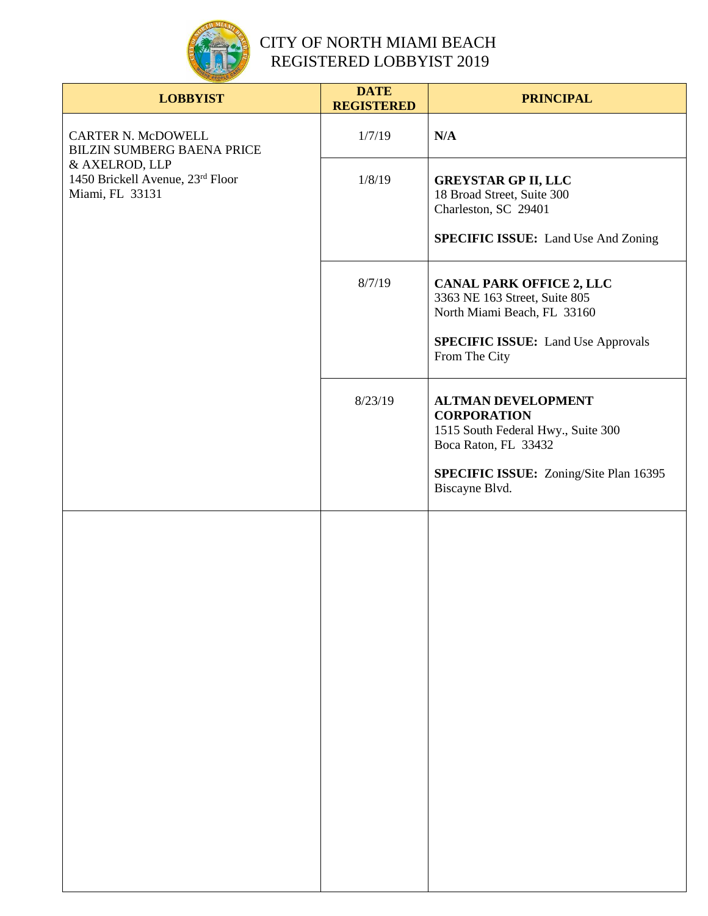# CITY OF NORTH MIAMI BEACH
## REGISTERED LOBBYIST 2019

| LOBBYIST | DATE REGISTERED | PRINCIPAL |
|---|---|---|
| CARTER N. McDOWELL<br>BILZIN SUMBERG BAENA PRICE & AXELROD, LLP<br>1450 Brickell Avenue, 23rd Floor<br>Miami, FL 33131 | 1/7/19 | **N/A** |
| | 1/8/19 | **GREYSTAR GP II, LLC**<br>18 Broad Street, Suite 300<br>Charleston, SC 29401<br><br>**SPECIFIC ISSUE:** Land Use And Zoning |
| | 8/7/19 | **CANAL PARK OFFICE 2, LLC**<br>3363 NE 163 Street, Suite 805<br>North Miami Beach, FL 33160<br><br>**SPECIFIC ISSUE:** Land Use Approvals From The City |
| | 8/23/19 | **ALTMAN DEVELOPMENT CORPORATION**<br>1515 South Federal Hwy., Suite 300<br>Boca Raton, FL 33432<br><br>**SPECIFIC ISSUE:** Zoning/Site Plan 16395 Biscayne Blvd. |
| | | |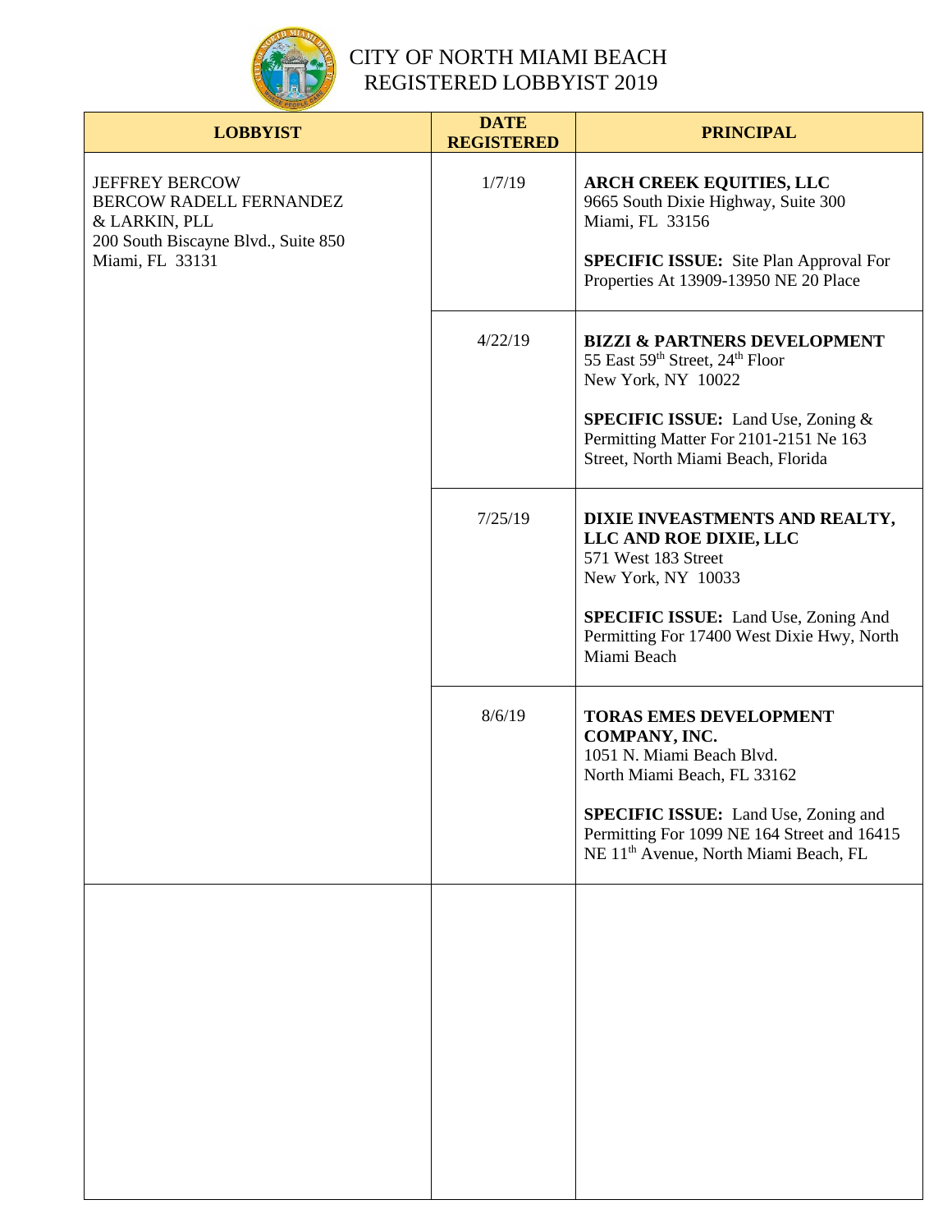# CITY OF NORTH MIAMI BEACH
# REGISTERED LOBBYIST 2019

| LOBBYIST | DATE REGISTERED | PRINCIPAL |
|---|---|---|
| JEFFREY BERCOW<br>BERCOW RADELL FERNANDEZ & LARKIN, PLL<br>200 South Biscayne Blvd., Suite 850<br>Miami, FL 33131 | 1/7/19 | **ARCH CREEK EQUITIES, LLC**<br>9665 South Dixie Highway, Suite 300<br>Miami, FL 33156<br><br>**SPECIFIC ISSUE:** Site Plan Approval For Properties At 13909-13950 NE 20 Place |
| | 4/22/19 | **BIZZI & PARTNERS DEVELOPMENT**<br>55 East 59th Street, 24th Floor<br>New York, NY 10022<br><br>**SPECIFIC ISSUE:** Land Use, Zoning & Permitting Matter For 2101-2151 Ne 163 Street, North Miami Beach, Florida |
| | 7/25/19 | **DIXIE INVEASTMENTS AND REALTY, LLC AND ROE DIXIE, LLC**<br>571 West 183 Street<br>New York, NY 10033<br><br>**SPECIFIC ISSUE:** Land Use, Zoning And Permitting For 17400 West Dixie Hwy, North Miami Beach |
| | 8/6/19 | **TORAS EMES DEVELOPMENT COMPANY, INC.**<br>1051 N. Miami Beach Blvd.<br>North Miami Beach, FL 33162<br><br>**SPECIFIC ISSUE:** Land Use, Zoning and Permitting For 1099 NE 164 Street and 16415 NE 11th Avenue, North Miami Beach, FL |
| | | |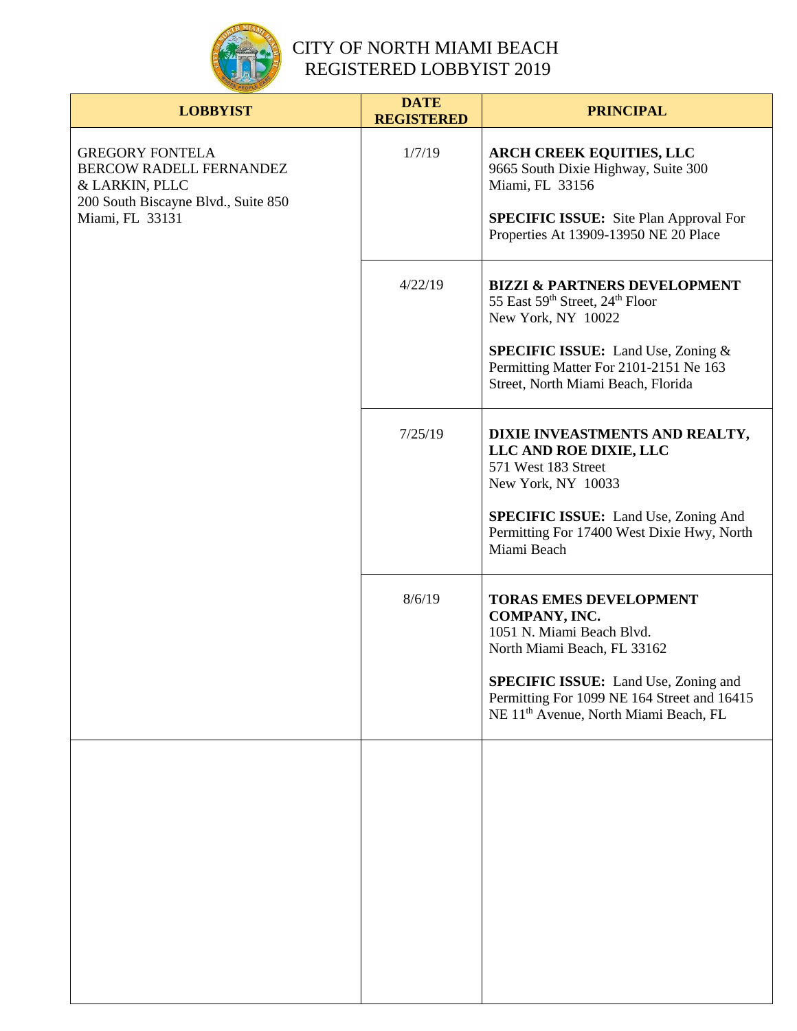# CITY OF NORTH MIAMI BEACH
## REGISTERED LOBBYIST 2019

| LOBBYIST | DATE REGISTERED | PRINCIPAL |
|---|---|---|
| GREGORY FONTELA<br>BERCOW RADELL FERNANDEZ & LARKIN, PLLC<br>200 South Biscayne Blvd., Suite 850<br>Miami, FL 33131 | 1/7/19 | **ARCH CREEK EQUITIES, LLC**<br>9665 South Dixie Highway, Suite 300<br>Miami, FL 33156<br><br>**SPECIFIC ISSUE:** Site Plan Approval For Properties At 13909-13950 NE 20 Place |
| | 4/22/19 | **BIZZI & PARTNERS DEVELOPMENT**<br>55 East 59th Street, 24th Floor<br>New York, NY 10022<br><br>**SPECIFIC ISSUE:** Land Use, Zoning & Permitting Matter For 2101-2151 Ne 163 Street, North Miami Beach, Florida |
| | 7/25/19 | **DIXIE INVEASTMENTS AND REALTY, LLC AND ROE DIXIE, LLC**<br>571 West 183 Street<br>New York, NY 10033<br><br>**SPECIFIC ISSUE:** Land Use, Zoning And Permitting For 17400 West Dixie Hwy, North Miami Beach |
| | 8/6/19 | **TORAS EMES DEVELOPMENT COMPANY, INC.**<br>1051 N. Miami Beach Blvd.<br>North Miami Beach, FL 33162<br><br>**SPECIFIC ISSUE:** Land Use, Zoning and Permitting For 1099 NE 164 Street and 16415 NE 11th Avenue, North Miami Beach, FL |
| | | |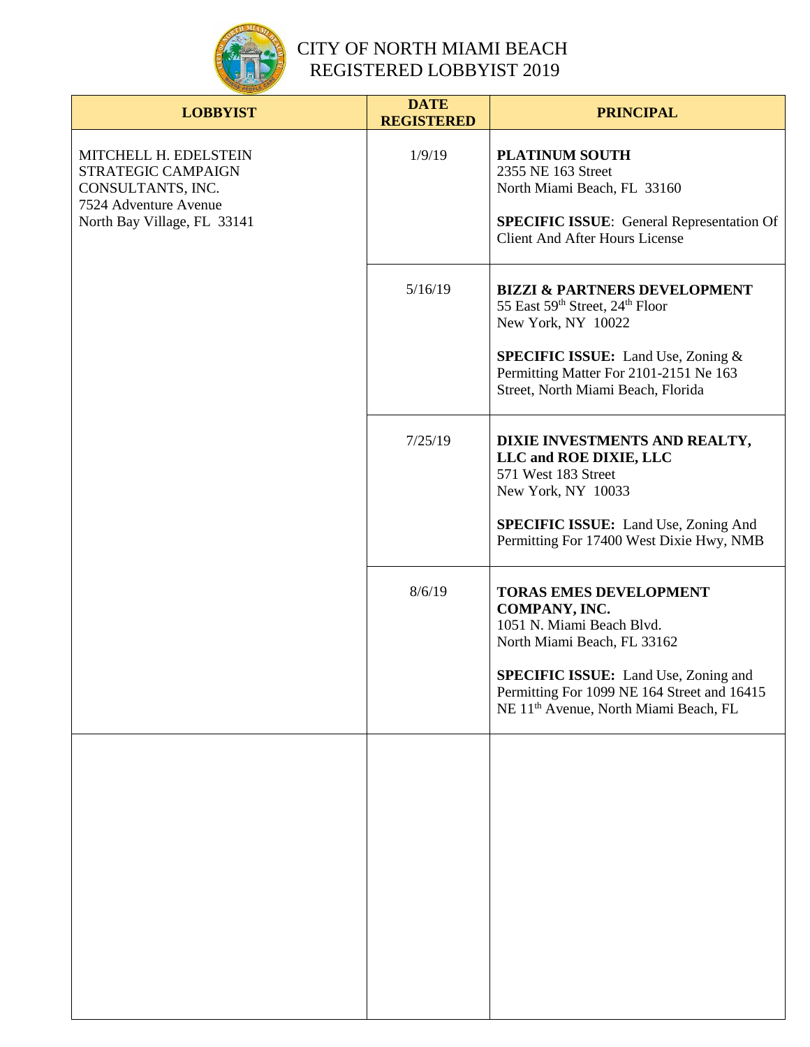# CITY OF NORTH MIAMI BEACH
# REGISTERED LOBBYIST 2019

| LOBBYIST | DATE REGISTERED | PRINCIPAL |
|---|---|---|
| MITCHELL H. EDELSTEIN<br>STRATEGIC CAMPAIGN CONSULTANTS, INC.<br>7524 Adventure Avenue<br>North Bay Village, FL 33141 | 1/9/19 | **PLATINUM SOUTH**<br>2355 NE 163 Street<br>North Miami Beach, FL 33160<br><br>**SPECIFIC ISSUE**: General Representation Of Client And After Hours License |
| | 5/16/19 | **BIZZI & PARTNERS DEVELOPMENT**<br>55 East 59th Street, 24th Floor<br>New York, NY 10022<br><br>**SPECIFIC ISSUE:** Land Use, Zoning & Permitting Matter For 2101-2151 Ne 163 Street, North Miami Beach, Florida |
| | 7/25/19 | **DIXIE INVESTMENTS AND REALTY, LLC and ROE DIXIE, LLC**<br>571 West 183 Street<br>New York, NY 10033<br><br>**SPECIFIC ISSUE:** Land Use, Zoning And Permitting For 17400 West Dixie Hwy, NMB |
| | 8/6/19 | **TORAS EMES DEVELOPMENT COMPANY, INC.**<br>1051 N. Miami Beach Blvd.<br>North Miami Beach, FL 33162<br><br>**SPECIFIC ISSUE:** Land Use, Zoning and Permitting For 1099 NE 164 Street and 16415 NE 11th Avenue, North Miami Beach, FL |
| | | |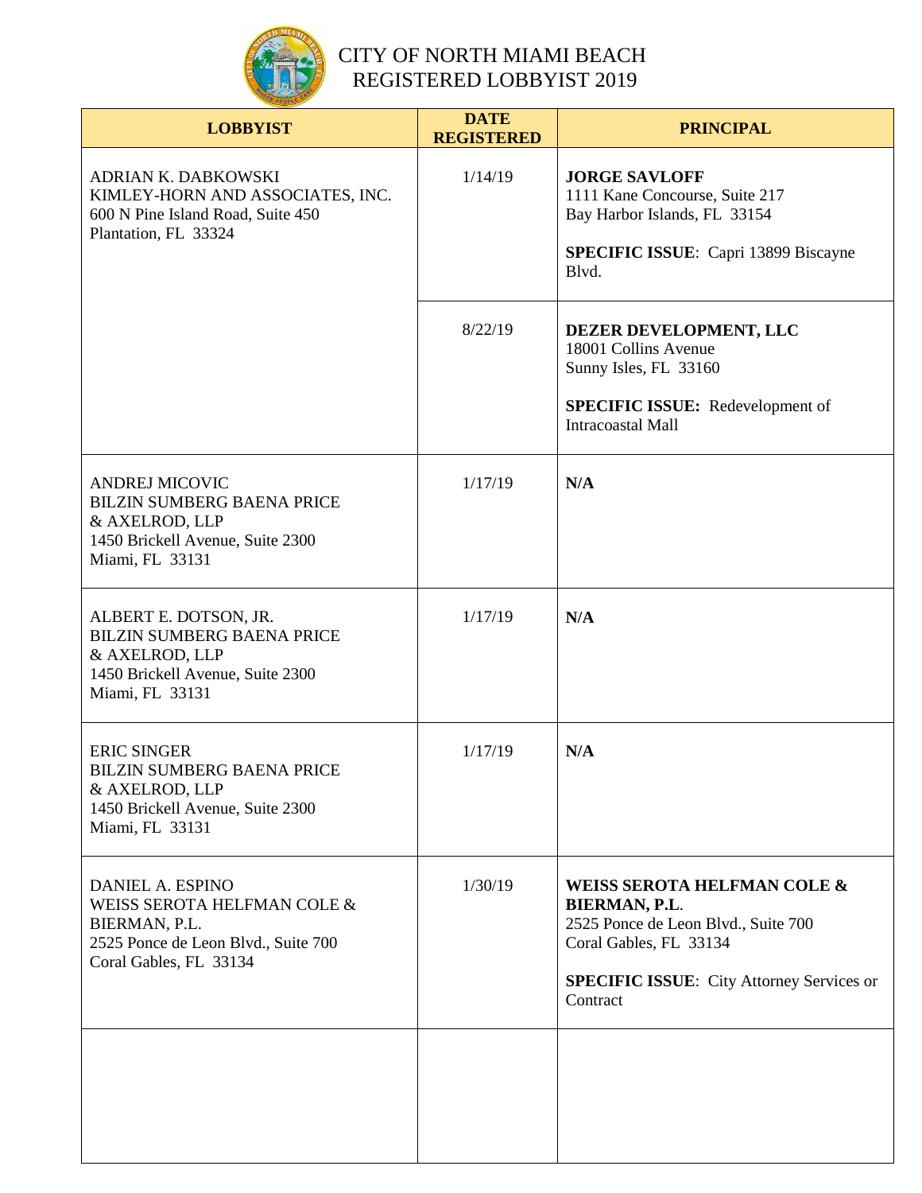# CITY OF NORTH MIAMI BEACH
# REGISTERED LOBBYIST 2019

| LOBBYIST | DATE REGISTERED | PRINCIPAL |
|---|---|---|
| ADRIAN K. DABKOWSKI<br>KIMLEY-HORN AND ASSOCIATES, INC.<br>600 N Pine Island Road, Suite 450<br>Plantation, FL 33324 | 1/14/19 | **JORGE SAVLOFF**<br>1111 Kane Concourse, Suite 217<br>Bay Harbor Islands, FL 33154<br><br>**SPECIFIC ISSUE**: Capri 13899 Biscayne Blvd. |
| | 8/22/19 | **DEZER DEVELOPMENT, LLC**<br>18001 Collins Avenue<br>Sunny Isles, FL 33160<br><br>**SPECIFIC ISSUE:** Redevelopment of Intracoastal Mall |
| ANDREJ MICOVIC<br>BILZIN SUMBERG BAENA PRICE & AXELROD, LLP<br>1450 Brickell Avenue, Suite 2300<br>Miami, FL 33131 | 1/17/19 | **N/A** |
| ALBERT E. DOTSON, JR.<br>BILZIN SUMBERG BAENA PRICE & AXELROD, LLP<br>1450 Brickell Avenue, Suite 2300<br>Miami, FL 33131 | 1/17/19 | **N/A** |
| ERIC SINGER<br>BILZIN SUMBERG BAENA PRICE & AXELROD, LLP<br>1450 Brickell Avenue, Suite 2300<br>Miami, FL 33131 | 1/17/19 | **N/A** |
| DANIEL A. ESPINO<br>WEISS SEROTA HELFMAN COLE & BIERMAN, P.L.<br>2525 Ponce de Leon Blvd., Suite 700<br>Coral Gables, FL 33134 | 1/30/19 | **WEISS SEROTA HELFMAN COLE & BIERMAN, P.L.**<br>2525 Ponce de Leon Blvd., Suite 700<br>Coral Gables, FL 33134<br><br>**SPECIFIC ISSUE**: City Attorney Services or Contract |
| | | |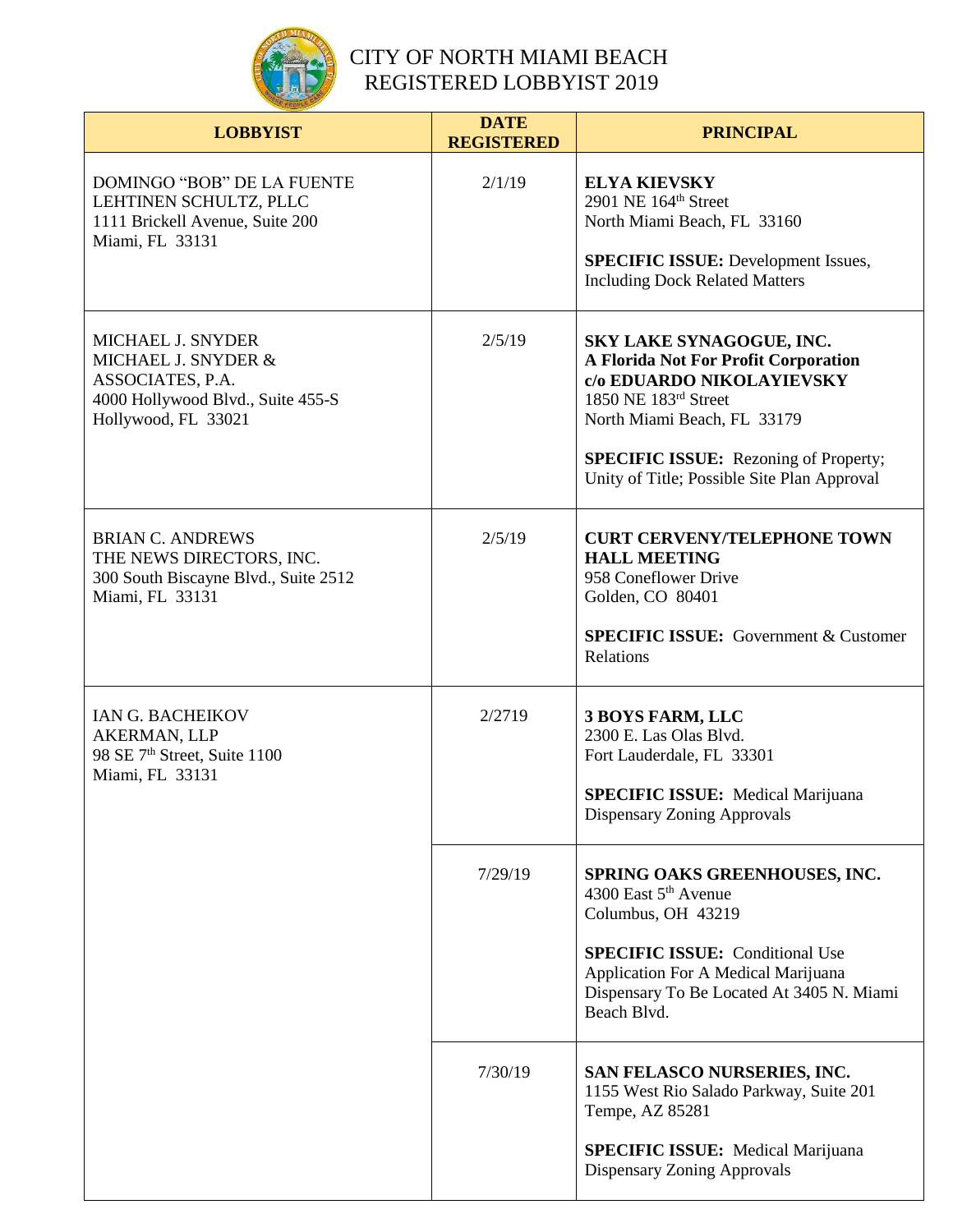# CITY OF NORTH MIAMI BEACH REGISTERED LOBBYIST 2019

| LOBBYIST | DATE REGISTERED | PRINCIPAL |
|---|---|---|
| DOMINGO "BOB" DE LA FUENTE<br>LEHTINEN SCHULTZ, PLLC<br>1111 Brickell Avenue, Suite 200<br>Miami, FL 33131 | 2/1/19 | **ELYA KIEVSKY**<br>2901 NE 164th Street<br>North Miami Beach, FL 33160<br><br>**SPECIFIC ISSUE:** Development Issues, Including Dock Related Matters |
| MICHAEL J. SNYDER<br>MICHAEL J. SNYDER & ASSOCIATES, P.A.<br>4000 Hollywood Blvd., Suite 455-S<br>Hollywood, FL 33021 | 2/5/19 | **SKY LAKE SYNAGOGUE, INC.**<br>**A Florida Not For Profit Corporation**<br>**c/o EDUARDO NIKOLAYIEVSKY**<br>1850 NE 183rd Street<br>North Miami Beach, FL 33179<br><br>**SPECIFIC ISSUE:** Rezoning of Property; Unity of Title; Possible Site Plan Approval |
| BRIAN C. ANDREWS<br>THE NEWS DIRECTORS, INC.<br>300 South Biscayne Blvd., Suite 2512<br>Miami, FL 33131 | 2/5/19 | **CURT CERVENY/TELEPHONE TOWN HALL MEETING**<br>958 Coneflower Drive<br>Golden, CO 80401<br><br>**SPECIFIC ISSUE:** Government & Customer Relations |
| IAN G. BACHEIKOV<br>AKERMAN, LLP<br>98 SE 7th Street, Suite 1100<br>Miami, FL 33131 | 2/2719 | **3 BOYS FARM, LLC**<br>2300 E. Las Olas Blvd.<br>Fort Lauderdale, FL 33301<br><br>**SPECIFIC ISSUE:** Medical Marijuana Dispensary Zoning Approvals |
| | 7/29/19 | **SPRING OAKS GREENHOUSES, INC.**<br>4300 East 5th Avenue<br>Columbus, OH 43219<br><br>**SPECIFIC ISSUE:** Conditional Use Application For A Medical Marijuana Dispensary To Be Located At 3405 N. Miami Beach Blvd. |
| | 7/30/19 | **SAN FELASCO NURSERIES, INC.**<br>1155 West Rio Salado Parkway, Suite 201<br>Tempe, AZ 85281<br><br>**SPECIFIC ISSUE:** Medical Marijuana Dispensary Zoning Approvals |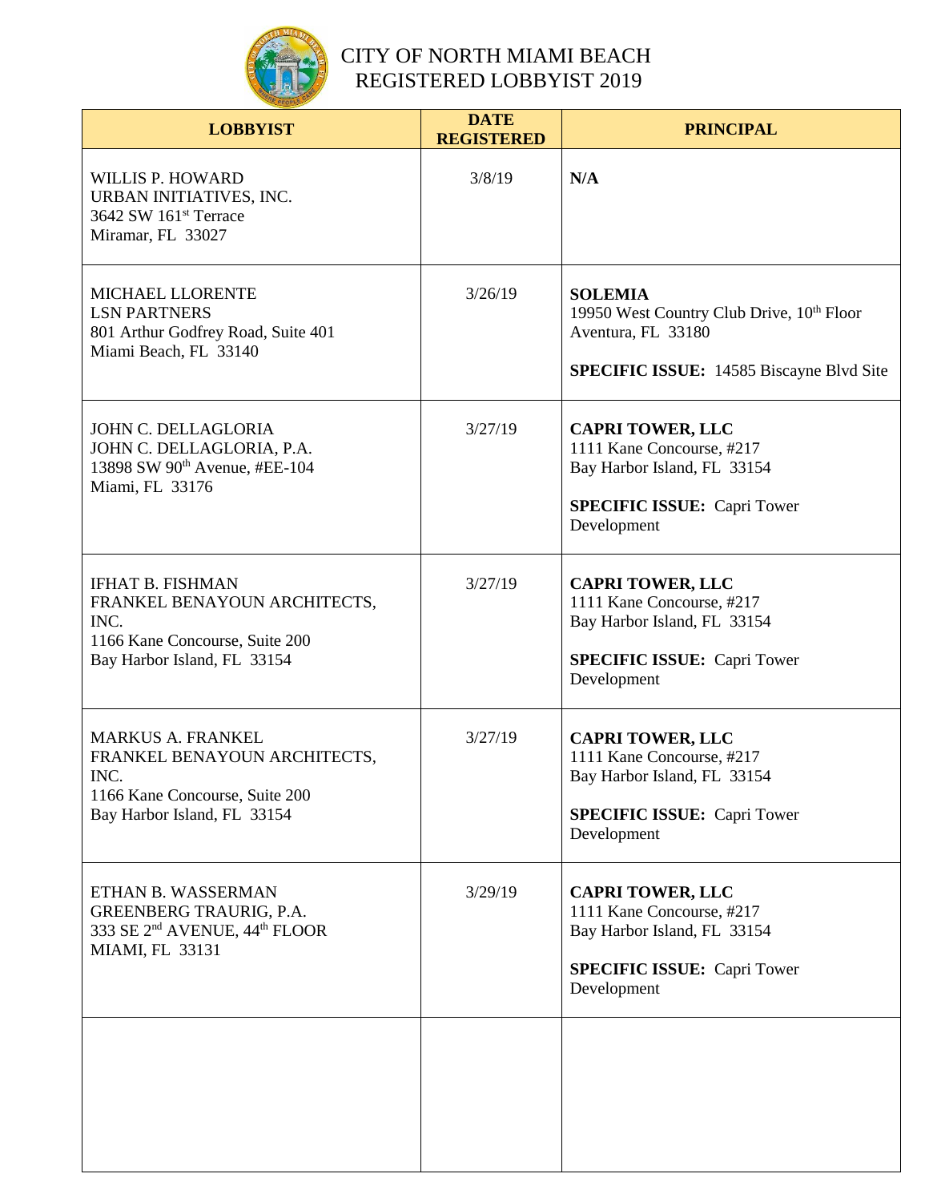# CITY OF NORTH MIAMI BEACH
## REGISTERED LOBBYIST 2019

| LOBBYIST | DATE REGISTERED | PRINCIPAL |
|---|---|---|
| WILLIS P. HOWARD<br>URBAN INITIATIVES, INC.<br>3642 SW 161st Terrace<br>Miramar, FL 33027 | 3/8/19 | **N/A** |
| MICHAEL LLORENTE<br>LSN PARTNERS<br>801 Arthur Godfrey Road, Suite 401<br>Miami Beach, FL 33140 | 3/26/19 | **SOLEMIA**<br>19950 West Country Club Drive, 10th Floor<br>Aventura, FL 33180<br><br>**SPECIFIC ISSUE:** 14585 Biscayne Blvd Site |
| JOHN C. DELLAGLORIA<br>JOHN C. DELLAGLORIA, P.A.<br>13898 SW 90th Avenue, #EE-104<br>Miami, FL 33176 | 3/27/19 | **CAPRI TOWER, LLC**<br>1111 Kane Concourse, #217<br>Bay Harbor Island, FL 33154<br><br>**SPECIFIC ISSUE:** Capri Tower Development |
| IFHAT B. FISHMAN<br>FRANKEL BENAYOUN ARCHITECTS, INC.<br>1166 Kane Concourse, Suite 200<br>Bay Harbor Island, FL 33154 | 3/27/19 | **CAPRI TOWER, LLC**<br>1111 Kane Concourse, #217<br>Bay Harbor Island, FL 33154<br><br>**SPECIFIC ISSUE:** Capri Tower Development |
| MARKUS A. FRANKEL<br>FRANKEL BENAYOUN ARCHITECTS, INC.<br>1166 Kane Concourse, Suite 200<br>Bay Harbor Island, FL 33154 | 3/27/19 | **CAPRI TOWER, LLC**<br>1111 Kane Concourse, #217<br>Bay Harbor Island, FL 33154<br><br>**SPECIFIC ISSUE:** Capri Tower Development |
| ETHAN B. WASSERMAN<br>GREENBERG TRAURIG, P.A.<br>333 SE 2nd AVENUE, 44th FLOOR<br>MIAMI, FL 33131 | 3/29/19 | **CAPRI TOWER, LLC**<br>1111 Kane Concourse, #217<br>Bay Harbor Island, FL 33154<br><br>**SPECIFIC ISSUE:** Capri Tower Development |
| | | |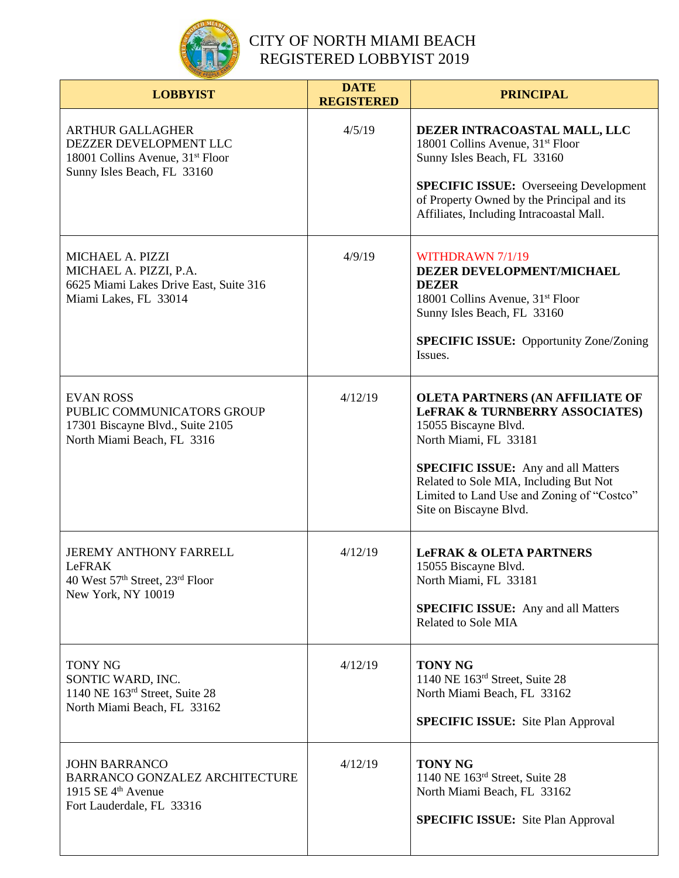# CITY OF NORTH MIAMI BEACH
## REGISTERED LOBBYIST 2019

| LOBBYIST | DATE REGISTERED | PRINCIPAL |
|---|---|---|
| ARTHUR GALLAGHER<br>DEZZER DEVELOPMENT LLC<br>18001 Collins Avenue, 31st Floor<br>Sunny Isles Beach, FL 33160 | 4/5/19 | **DEZER INTRACOASTAL MALL, LLC**<br>18001 Collins Avenue, 31st Floor<br>Sunny Isles Beach, FL 33160<br><br>**SPECIFIC ISSUE:** Overseeing Development of Property Owned by the Principal and its Affiliates, Including Intracoastal Mall. |
| MICHAEL A. PIZZI<br>MICHAEL A. PIZZI, P.A.<br>6625 Miami Lakes Drive East, Suite 316<br>Miami Lakes, FL 33014 | 4/9/19 | WITHDRAWN 7/1/19<br>**DEZER DEVELOPMENT/MICHAEL DEZER**<br>18001 Collins Avenue, 31st Floor<br>Sunny Isles Beach, FL 33160<br><br>**SPECIFIC ISSUE:** Opportunity Zone/Zoning Issues. |
| EVAN ROSS<br>PUBLIC COMMUNICATORS GROUP<br>17301 Biscayne Blvd., Suite 2105<br>North Miami Beach, FL 3316 | 4/12/19 | **OLETA PARTNERS (AN AFFILIATE OF LeFRAK & TURNBERRY ASSOCIATES)**<br>15055 Biscayne Blvd.<br>North Miami, FL 33181<br><br>**SPECIFIC ISSUE:** Any and all Matters Related to Sole MIA, Including But Not Limited to Land Use and Zoning of "Costco" Site on Biscayne Blvd. |
| JEREMY ANTHONY FARRELL<br>LeFRAK<br>40 West 57th Street, 23rd Floor<br>New York, NY 10019 | 4/12/19 | **LeFRAK & OLETA PARTNERS**<br>15055 Biscayne Blvd.<br>North Miami, FL 33181<br><br>**SPECIFIC ISSUE:** Any and all Matters Related to Sole MIA |
| TONY NG<br>SONTIC WARD, INC.<br>1140 NE 163rd Street, Suite 28<br>North Miami Beach, FL 33162 | 4/12/19 | **TONY NG**<br>1140 NE 163rd Street, Suite 28<br>North Miami Beach, FL 33162<br><br>**SPECIFIC ISSUE:** Site Plan Approval |
| JOHN BARRANCO<br>BARRANCO GONZALEZ ARCHITECTURE<br>1915 SE 4th Avenue<br>Fort Lauderdale, FL 33316 | 4/12/19 | **TONY NG**<br>1140 NE 163rd Street, Suite 28<br>North Miami Beach, FL 33162<br><br>**SPECIFIC ISSUE:** Site Plan Approval |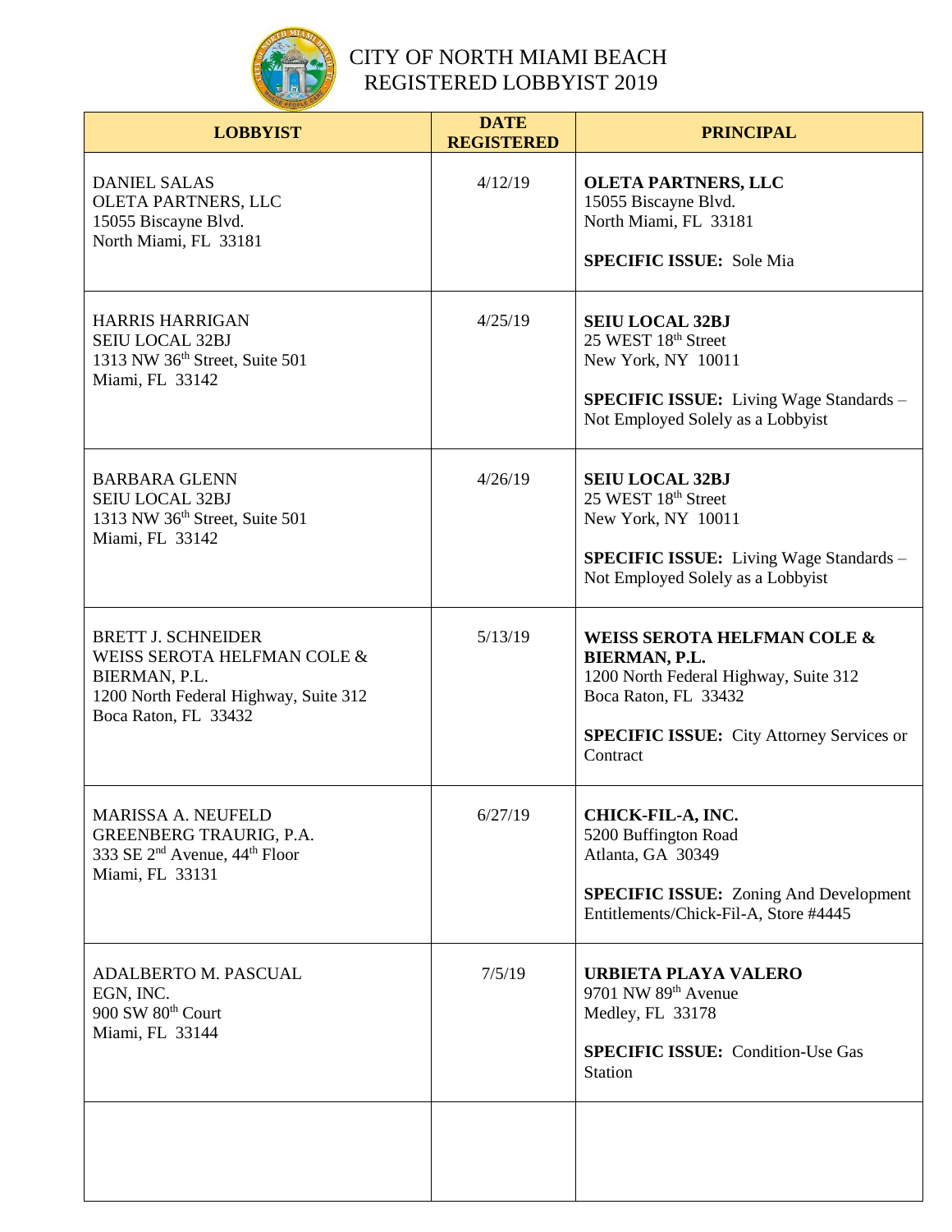# CITY OF NORTH MIAMI BEACH
## REGISTERED LOBBYIST 2019

| LOBBYIST | DATE REGISTERED | PRINCIPAL |
|---|---|---|
| DANIEL SALAS<br>OLETA PARTNERS, LLC<br>15055 Biscayne Blvd.<br>North Miami, FL 33181 | 4/12/19 | **OLETA PARTNERS, LLC**<br>15055 Biscayne Blvd.<br>North Miami, FL 33181<br><br>**SPECIFIC ISSUE:** Sole Mia |
| HARRIS HARRIGAN<br>SEIU LOCAL 32BJ<br>1313 NW 36th Street, Suite 501<br>Miami, FL 33142 | 4/25/19 | **SEIU LOCAL 32BJ**<br>25 WEST 18th Street<br>New York, NY 10011<br><br>**SPECIFIC ISSUE:** Living Wage Standards – Not Employed Solely as a Lobbyist |
| BARBARA GLENN<br>SEIU LOCAL 32BJ<br>1313 NW 36th Street, Suite 501<br>Miami, FL 33142 | 4/26/19 | **SEIU LOCAL 32BJ**<br>25 WEST 18th Street<br>New York, NY 10011<br><br>**SPECIFIC ISSUE:** Living Wage Standards – Not Employed Solely as a Lobbyist |
| BRETT J. SCHNEIDER<br>WEISS SEROTA HELFMAN COLE & BIERMAN, P.L.<br>1200 North Federal Highway, Suite 312<br>Boca Raton, FL 33432 | 5/13/19 | **WEISS SEROTA HELFMAN COLE & BIERMAN, P.L.**<br>1200 North Federal Highway, Suite 312<br>Boca Raton, FL 33432<br><br>**SPECIFIC ISSUE:** City Attorney Services or Contract |
| MARISSA A. NEUFELD<br>GREENBERG TRAURIG, P.A.<br>333 SE 2nd Avenue, 44th Floor<br>Miami, FL 33131 | 6/27/19 | **CHICK-FIL-A, INC.**<br>5200 Buffington Road<br>Atlanta, GA 30349<br><br>**SPECIFIC ISSUE:** Zoning And Development Entitlements/Chick-Fil-A, Store #4445 |
| ADALBERTO M. PASCUAL<br>EGN, INC.<br>900 SW 80th Court<br>Miami, FL 33144 | 7/5/19 | **URBIETA PLAYA VALERO**<br>9701 NW 89th Avenue<br>Medley, FL 33178<br><br>**SPECIFIC ISSUE:** Condition-Use Gas Station |
| | | |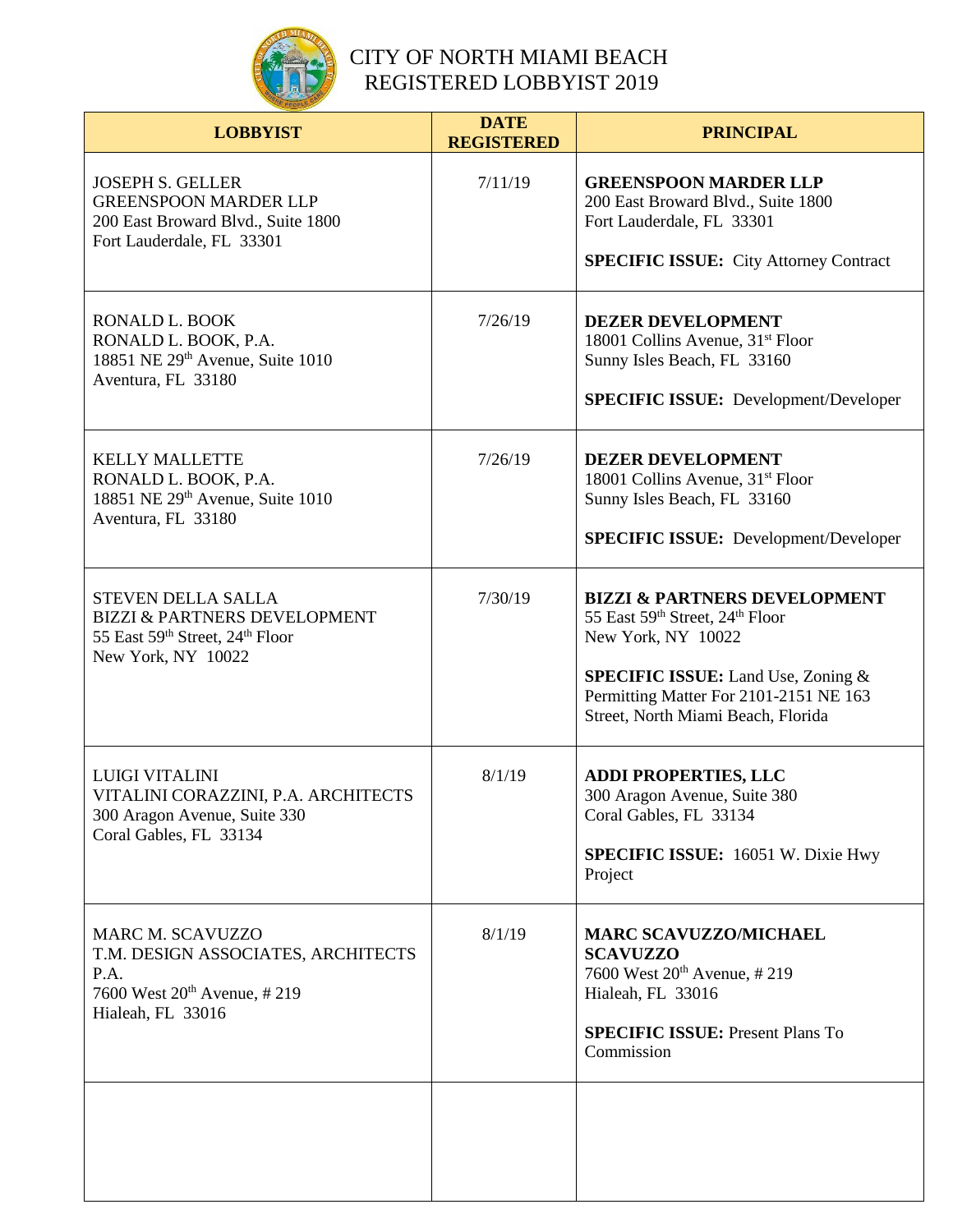# CITY OF NORTH MIAMI BEACH
# REGISTERED LOBBYIST 2019

| LOBBYIST | DATE REGISTERED | PRINCIPAL |
|---|---|---|
| JOSEPH S. GELLER<br>GREENSPOON MARDER LLP<br>200 East Broward Blvd., Suite 1800<br>Fort Lauderdale, FL 33301 | 7/11/19 | **GREENSPOON MARDER LLP**<br>200 East Broward Blvd., Suite 1800<br>Fort Lauderdale, FL 33301<br><br>**SPECIFIC ISSUE:** City Attorney Contract |
| RONALD L. BOOK<br>RONALD L. BOOK, P.A.<br>18851 NE 29th Avenue, Suite 1010<br>Aventura, FL 33180 | 7/26/19 | **DEZER DEVELOPMENT**<br>18001 Collins Avenue, 31st Floor<br>Sunny Isles Beach, FL 33160<br><br>**SPECIFIC ISSUE:** Development/Developer |
| KELLY MALLETTE<br>RONALD L. BOOK, P.A.<br>18851 NE 29th Avenue, Suite 1010<br>Aventura, FL 33180 | 7/26/19 | **DEZER DEVELOPMENT**<br>18001 Collins Avenue, 31st Floor<br>Sunny Isles Beach, FL 33160<br><br>**SPECIFIC ISSUE:** Development/Developer |
| STEVEN DELLA SALLA<br>BIZZI & PARTNERS DEVELOPMENT<br>55 East 59th Street, 24th Floor<br>New York, NY 10022 | 7/30/19 | **BIZZI & PARTNERS DEVELOPMENT**<br>55 East 59th Street, 24th Floor<br>New York, NY 10022<br><br>**SPECIFIC ISSUE:** Land Use, Zoning & Permitting Matter For 2101-2151 NE 163 Street, North Miami Beach, Florida |
| LUIGI VITALINI<br>VITALINI CORAZZINI, P.A. ARCHITECTS<br>300 Aragon Avenue, Suite 330<br>Coral Gables, FL 33134 | 8/1/19 | **ADDI PROPERTIES, LLC**<br>300 Aragon Avenue, Suite 380<br>Coral Gables, FL 33134<br><br>**SPECIFIC ISSUE:** 16051 W. Dixie Hwy Project |
| MARC M. SCAVUZZO<br>T.M. DESIGN ASSOCIATES, ARCHITECTS P.A.<br>7600 West 20th Avenue, # 219<br>Hialeah, FL 33016 | 8/1/19 | **MARC SCAVUZZO/MICHAEL SCAVUZZO**<br>7600 West 20th Avenue, # 219<br>Hialeah, FL 33016<br><br>**SPECIFIC ISSUE:** Present Plans To Commission |
| | | |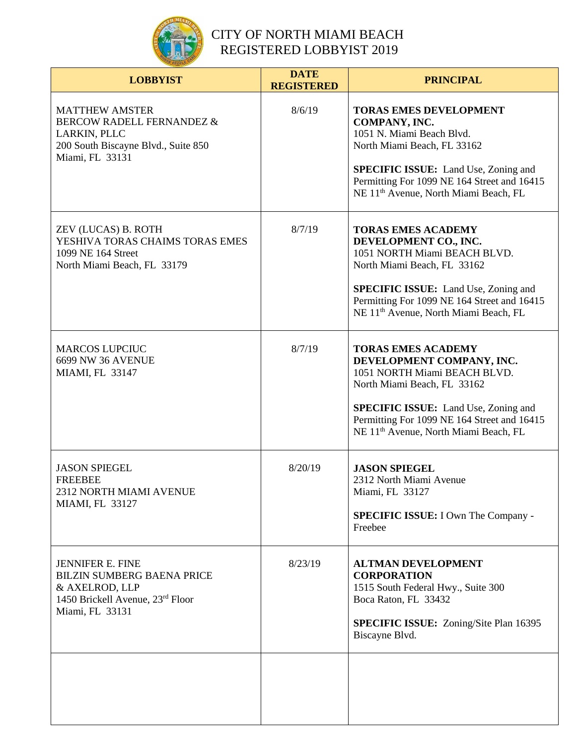# CITY OF NORTH MIAMI BEACH
# REGISTERED LOBBYIST 2019

| LOBBYIST | DATE REGISTERED | PRINCIPAL |
|---|---|---|
| MATTHEW AMSTER<br>BERCOW RADELL FERNANDEZ & LARKIN, PLLC<br>200 South Biscayne Blvd., Suite 850<br>Miami, FL 33131 | 8/6/19 | **TORAS EMES DEVELOPMENT COMPANY, INC.**<br>1051 N. Miami Beach Blvd.<br>North Miami Beach, FL 33162<br><br>**SPECIFIC ISSUE:** Land Use, Zoning and Permitting For 1099 NE 164 Street and 16415 NE 11th Avenue, North Miami Beach, FL |
| ZEV (LUCAS) B. ROTH<br>YESHIVA TORAS CHAIMS TORAS EMES<br>1099 NE 164 Street<br>North Miami Beach, FL 33179 | 8/7/19 | **TORAS EMES ACADEMY DEVELOPMENT CO., INC.**<br>1051 NORTH Miami BEACH BLVD.<br>North Miami Beach, FL 33162<br><br>**SPECIFIC ISSUE:** Land Use, Zoning and Permitting For 1099 NE 164 Street and 16415 NE 11th Avenue, North Miami Beach, FL |
| MARCOS LUPCIUC<br>6699 NW 36 AVENUE<br>MIAMI, FL 33147 | 8/7/19 | **TORAS EMES ACADEMY DEVELOPMENT COMPANY, INC.**<br>1051 NORTH Miami BEACH BLVD.<br>North Miami Beach, FL 33162<br><br>**SPECIFIC ISSUE:** Land Use, Zoning and Permitting For 1099 NE 164 Street and 16415 NE 11th Avenue, North Miami Beach, FL |
| JASON SPIEGEL<br>FREEBEE<br>2312 NORTH MIAMI AVENUE<br>MIAMI, FL 33127 | 8/20/19 | **JASON SPIEGEL**<br>2312 North Miami Avenue<br>Miami, FL 33127<br><br>**SPECIFIC ISSUE:** I Own The Company - Freebee |
| JENNIFER E. FINE<br>BILZIN SUMBERG BAENA PRICE & AXELROD, LLP<br>1450 Brickell Avenue, 23rd Floor<br>Miami, FL 33131 | 8/23/19 | **ALTMAN DEVELOPMENT CORPORATION**<br>1515 South Federal Hwy., Suite 300<br>Boca Raton, FL 33432<br><br>**SPECIFIC ISSUE:** Zoning/Site Plan 16395 Biscayne Blvd. |
| | | |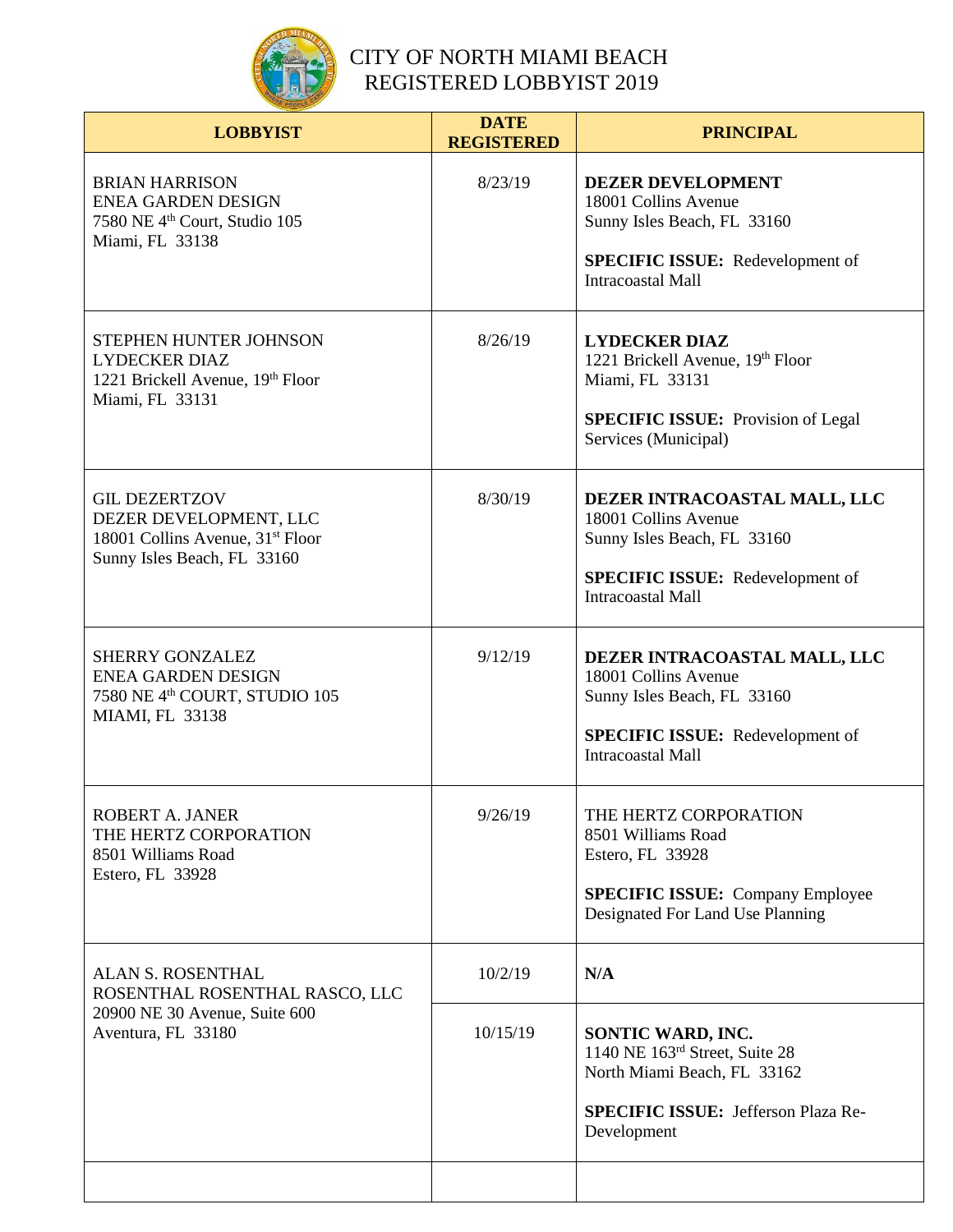# CITY OF NORTH MIAMI BEACH
# REGISTERED LOBBYIST 2019

| LOBBYIST | DATE REGISTERED | PRINCIPAL |
|---|---|---|
| BRIAN HARRISON<br>ENEA GARDEN DESIGN<br>7580 NE 4th Court, Studio 105<br>Miami, FL 33138 | 8/23/19 | **DEZER DEVELOPMENT**<br>18001 Collins Avenue<br>Sunny Isles Beach, FL 33160<br><br>**SPECIFIC ISSUE:** Redevelopment of Intracoastal Mall |
| STEPHEN HUNTER JOHNSON<br>LYDECKER DIAZ<br>1221 Brickell Avenue, 19th Floor<br>Miami, FL 33131 | 8/26/19 | **LYDECKER DIAZ**<br>1221 Brickell Avenue, 19th Floor<br>Miami, FL 33131<br><br>**SPECIFIC ISSUE:** Provision of Legal Services (Municipal) |
| GIL DEZERTZOV<br>DEZER DEVELOPMENT, LLC<br>18001 Collins Avenue, 31st Floor<br>Sunny Isles Beach, FL 33160 | 8/30/19 | **DEZER INTRACOASTAL MALL, LLC**<br>18001 Collins Avenue<br>Sunny Isles Beach, FL 33160<br><br>**SPECIFIC ISSUE:** Redevelopment of Intracoastal Mall |
| SHERRY GONZALEZ<br>ENEA GARDEN DESIGN<br>7580 NE 4th COURT, STUDIO 105<br>MIAMI, FL 33138 | 9/12/19 | **DEZER INTRACOASTAL MALL, LLC**<br>18001 Collins Avenue<br>Sunny Isles Beach, FL 33160<br><br>**SPECIFIC ISSUE:** Redevelopment of Intracoastal Mall |
| ROBERT A. JANER<br>THE HERTZ CORPORATION<br>8501 Williams Road<br>Estero, FL 33928 | 9/26/19 | THE HERTZ CORPORATION<br>8501 Williams Road<br>Estero, FL 33928<br><br>**SPECIFIC ISSUE:** Company Employee Designated For Land Use Planning |
| ALAN S. ROSENTHAL<br>ROSENTHAL ROSENTHAL RASCO, LLC<br>20900 NE 30 Avenue, Suite 600<br>Aventura, FL 33180 | 10/2/19 | **N/A** |
| | 10/15/19 | **SONTIC WARD, INC.**<br>1140 NE 163rd Street, Suite 28<br>North Miami Beach, FL 33162<br><br>**SPECIFIC ISSUE:** Jefferson Plaza Re-Development |
| | | |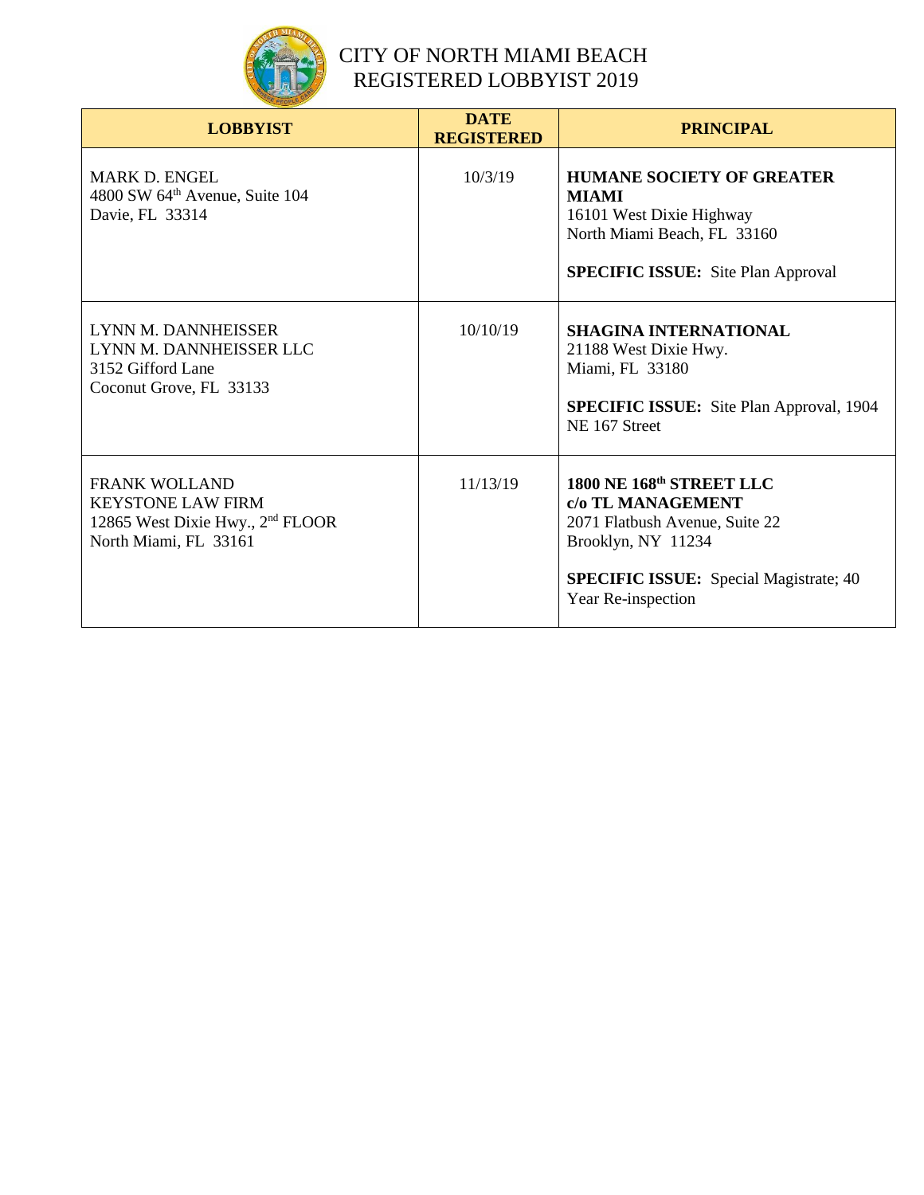# CITY OF NORTH MIAMI BEACH
# REGISTERED LOBBYIST 2019

| LOBBYIST | DATE REGISTERED | PRINCIPAL |
|---|---|---|
| MARK D. ENGEL<br>4800 SW 64th Avenue, Suite 104<br>Davie, FL 33314 | 10/3/19 | **HUMANE SOCIETY OF GREATER MIAMI**<br>16101 West Dixie Highway<br>North Miami Beach, FL 33160<br><br>**SPECIFIC ISSUE:** Site Plan Approval |
| LYNN M. DANNHEISSER<br>LYNN M. DANNHEISSER LLC<br>3152 Gifford Lane<br>Coconut Grove, FL 33133 | 10/10/19 | **SHAGINA INTERNATIONAL**<br>21188 West Dixie Hwy.<br>Miami, FL 33180<br><br>**SPECIFIC ISSUE:** Site Plan Approval, 1904 NE 167 Street |
| FRANK WOLLAND<br>KEYSTONE LAW FIRM<br>12865 West Dixie Hwy., 2nd FLOOR<br>North Miami, FL 33161 | 11/13/19 | **1800 NE 168th STREET LLC**<br>**c/o TL MANAGEMENT**<br>2071 Flatbush Avenue, Suite 22<br>Brooklyn, NY 11234<br><br>**SPECIFIC ISSUE:** Special Magistrate; 40 Year Re-inspection |